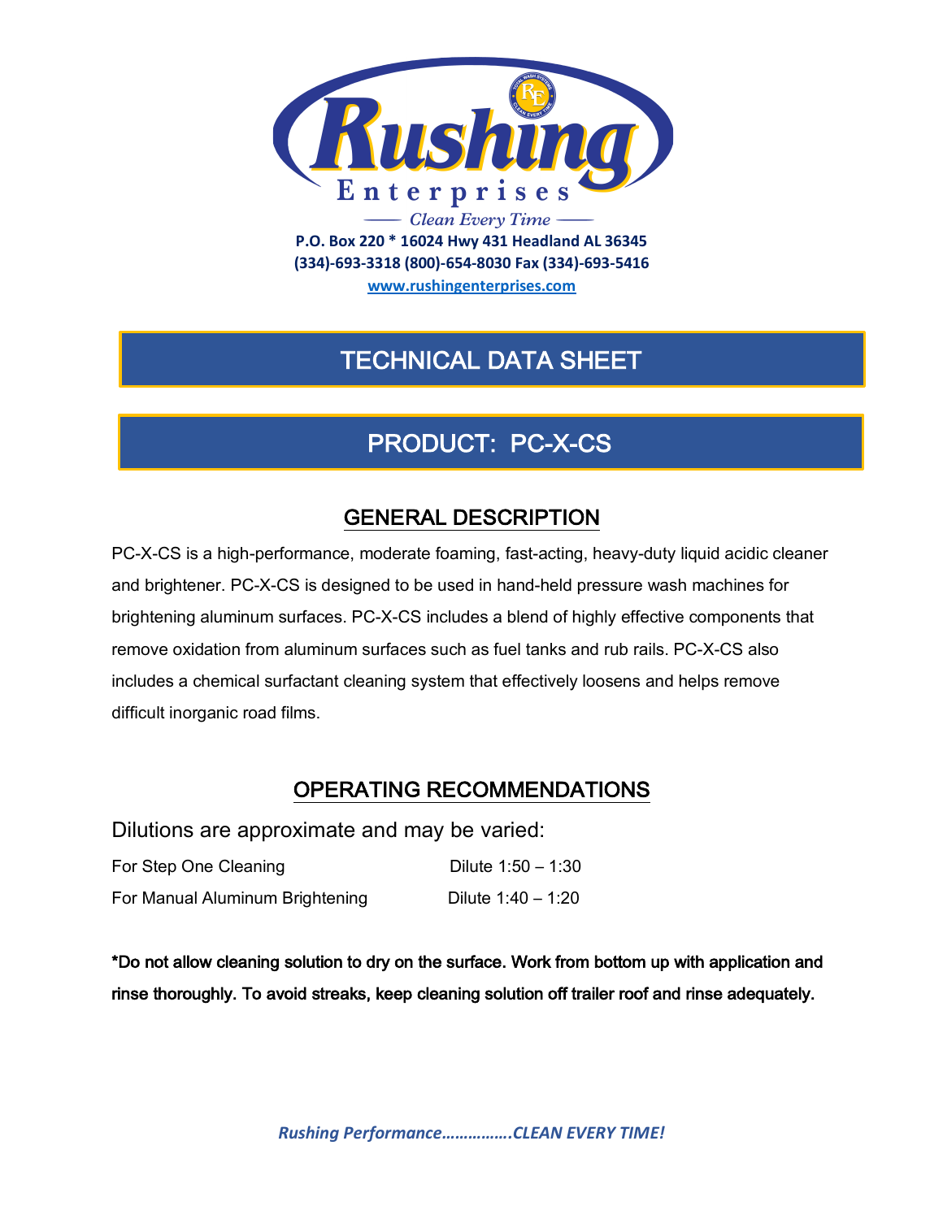# Rushing Enterprises

Clean Every Time

**P.O. Box 220 * 16024 Hwy 431 Headland AL 36345**
**(334)-693-3318 (800)-654-8030 Fax (334)-693-5416**
**[www.rushingenterprises.com](http://www.rushingenterprises.com)**

## TECHNICAL DATA SHEET

## PRODUCT: PC-X-CS

### GENERAL DESCRIPTION

PC-X-CS is a high-performance, moderate foaming, fast-acting, heavy-duty liquid acidic cleaner and brightener. PC-X-CS is designed to be used in hand-held pressure wash machines for brightening aluminum surfaces. PC-X-CS includes a blend of highly effective components that remove oxidation from aluminum surfaces such as fuel tanks and rub rails. PC-X-CS also includes a chemical surfactant cleaning system that effectively loosens and helps remove difficult inorganic road films.

### OPERATING RECOMMENDATIONS

Dilutions are approximate and may be varied:

| | |
|---|---|
| For Step One Cleaning | Dilute 1:50 – 1:30 |
| For Manual Aluminum Brightening | Dilute 1:40 – 1:20 |

**\*Do not allow cleaning solution to dry on the surface. Work from bottom up with application and rinse thoroughly. To avoid streaks, keep cleaning solution off trailer roof and rinse adequately.**

***Rushing Performance…………….CLEAN EVERY TIME!***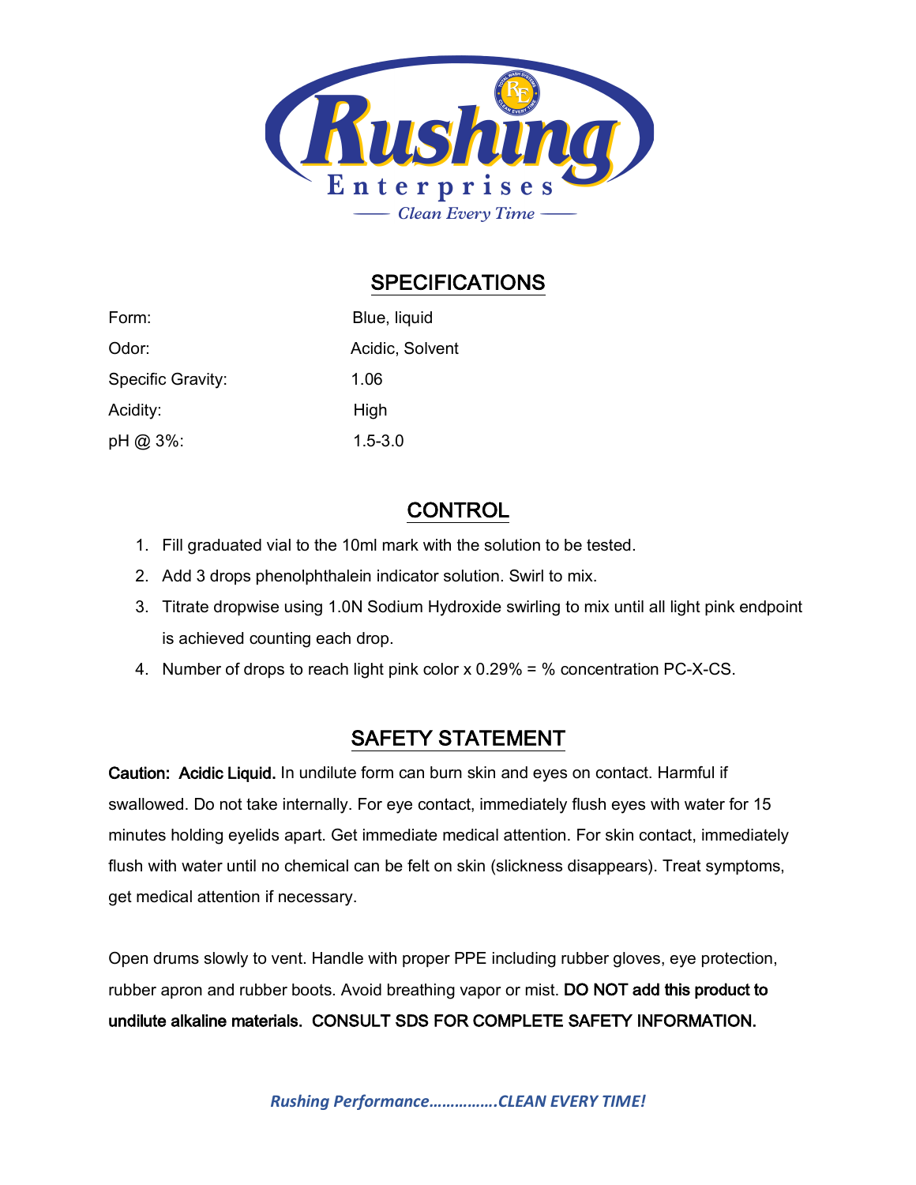Rushing

Enterprises

Clean Every Time

## SPECIFICATIONS

| | |
|---|---|
| Form: | Blue, liquid |
| Odor: | Acidic, Solvent |
| Specific Gravity: | 1.06 |
| Acidity: | High |
| pH @ 3%: | 1.5-3.0 |

## CONTROL

1. Fill graduated vial to the 10ml mark with the solution to be tested.
2. Add 3 drops phenolphthalein indicator solution. Swirl to mix.
3. Titrate dropwise using 1.0N Sodium Hydroxide swirling to mix until all light pink endpoint is achieved counting each drop.
4. Number of drops to reach light pink color x 0.29% = % concentration PC-X-CS.

## SAFETY STATEMENT

**Caution: Acidic Liquid.** In undilute form can burn skin and eyes on contact. Harmful if swallowed. Do not take internally. For eye contact, immediately flush eyes with water for 15 minutes holding eyelids apart. Get immediate medical attention. For skin contact, immediately flush with water until no chemical can be felt on skin (slickness disappears). Treat symptoms, get medical attention if necessary.

Open drums slowly to vent. Handle with proper PPE including rubber gloves, eye protection, rubber apron and rubber boots. Avoid breathing vapor or mist. **DO NOT add this product to undilute alkaline materials. CONSULT SDS FOR COMPLETE SAFETY INFORMATION.**

***Rushing Performance…………….CLEAN EVERY TIME!***